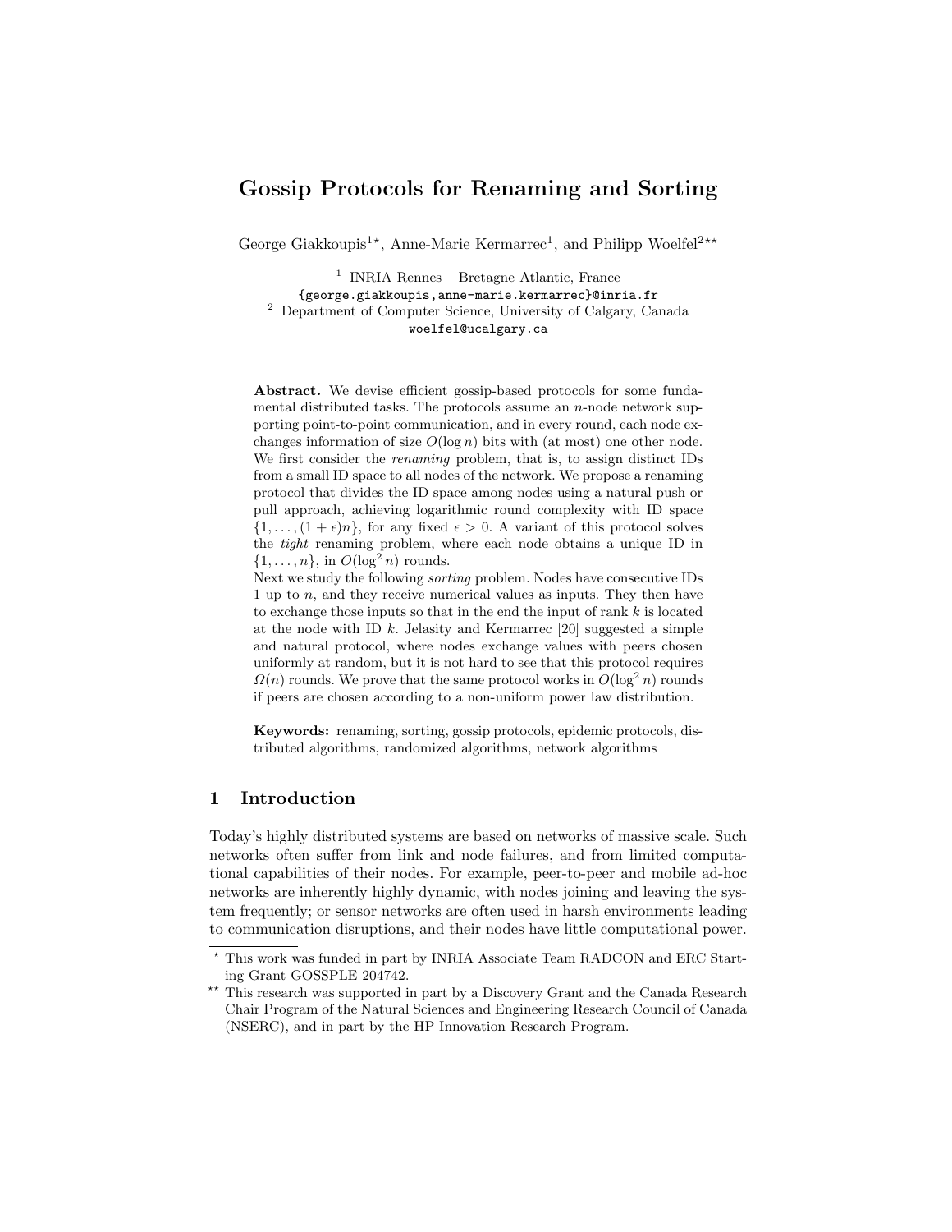# Gossip Protocols for Renaming and Sorting

George Giakkoupis[1⋆], Anne-Marie Kermarrec[1], and Philipp Woelfel[2⋆⋆]

[1] INRIA Rennes – Bretagne Atlantic, France
{george.giakkoupis,anne-marie.kermarrec}@inria.fr
[2] Department of Computer Science, University of Calgary, Canada
woelfel@ucalgary.ca

**Abstract.** We devise efficient gossip-based protocols for some fundamental distributed tasks. The protocols assume an $n$-node network supporting point-to-point communication, and in every round, each node exchanges information of size $O(\log n)$ bits with (at most) one other node. We first consider the *renaming* problem, that is, to assign distinct IDs from a small ID space to all nodes of the network. We propose a renaming protocol that divides the ID space among nodes using a natural push or pull approach, achieving logarithmic round complexity with ID space $\{1, \ldots, (1 + \epsilon)n\}$, for any fixed $\epsilon > 0$. A variant of this protocol solves the *tight* renaming problem, where each node obtains a unique ID in $\{1, \ldots, n\}$, in $O(\log^2 n)$ rounds.
Next we study the following *sorting* problem. Nodes have consecutive IDs 1 up to $n$, and they receive numerical values as inputs. They then have to exchange those inputs so that in the end the input of rank $k$ is located at the node with ID $k$. Jelasity and Kermarrec [20] suggested a simple and natural protocol, where nodes exchange values with peers chosen uniformly at random, but it is not hard to see that this protocol requires $\Omega(n)$ rounds. We prove that the same protocol works in $O(\log^2 n)$ rounds if peers are chosen according to a non-uniform power law distribution.

**Keywords:** renaming, sorting, gossip protocols, epidemic protocols, distributed algorithms, randomized algorithms, network algorithms

## 1 Introduction

Today's highly distributed systems are based on networks of massive scale. Such networks often suffer from link and node failures, and from limited computational capabilities of their nodes. For example, peer-to-peer and mobile ad-hoc networks are inherently highly dynamic, with nodes joining and leaving the system frequently; or sensor networks are often used in harsh environments leading to communication disruptions, and their nodes have little computational power.

---

⋆ This work was funded in part by INRIA Associate Team RADCON and ERC Starting Grant GOSSPLE 204742.

⋆⋆ This research was supported in part by a Discovery Grant and the Canada Research Chair Program of the Natural Sciences and Engineering Research Council of Canada (NSERC), and in part by the HP Innovation Research Program.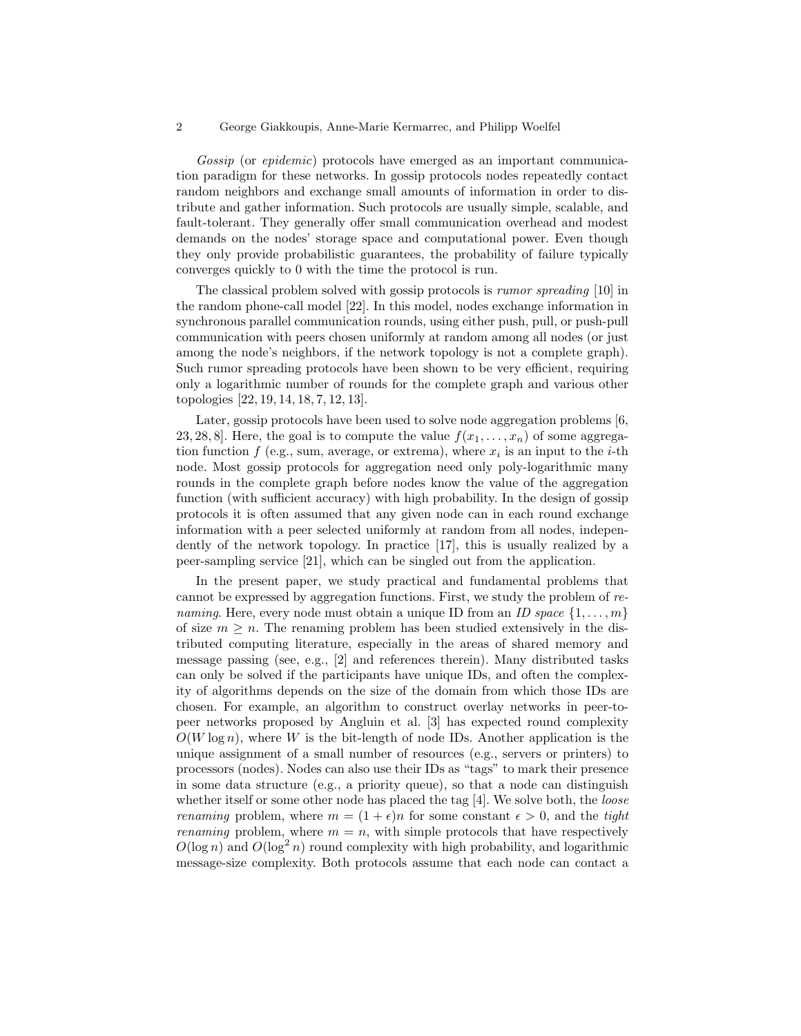*Gossip* (or *epidemic*) protocols have emerged as an important communication paradigm for these networks. In gossip protocols nodes repeatedly contact random neighbors and exchange small amounts of information in order to distribute and gather information. Such protocols are usually simple, scalable, and fault-tolerant. They generally offer small communication overhead and modest demands on the nodes' storage space and computational power. Even though they only provide probabilistic guarantees, the probability of failure typically converges quickly to 0 with the time the protocol is run.

The classical problem solved with gossip protocols is *rumor spreading* [10] in the random phone-call model [22]. In this model, nodes exchange information in synchronous parallel communication rounds, using either push, pull, or push-pull communication with peers chosen uniformly at random among all nodes (or just among the node's neighbors, if the network topology is not a complete graph). Such rumor spreading protocols have been shown to be very efficient, requiring only a logarithmic number of rounds for the complete graph and various other topologies [22, 19, 14, 18, 7, 12, 13].

Later, gossip protocols have been used to solve node aggregation problems [6, 23, 28, 8]. Here, the goal is to compute the value $f(x_1, \ldots, x_n)$ of some aggregation function $f$ (e.g., sum, average, or extrema), where $x_i$ is an input to the $i$-th node. Most gossip protocols for aggregation need only poly-logarithmic many rounds in the complete graph before nodes know the value of the aggregation function (with sufficient accuracy) with high probability. In the design of gossip protocols it is often assumed that any given node can in each round exchange information with a peer selected uniformly at random from all nodes, independently of the network topology. In practice [17], this is usually realized by a peer-sampling service [21], which can be singled out from the application.

In the present paper, we study practical and fundamental problems that cannot be expressed by aggregation functions. First, we study the problem of *renaming*. Here, every node must obtain a unique ID from an *ID space* $\{1, \ldots, m\}$ of size $m \geq n$. The renaming problem has been studied extensively in the distributed computing literature, especially in the areas of shared memory and message passing (see, e.g., [2] and references therein). Many distributed tasks can only be solved if the participants have unique IDs, and often the complexity of algorithms depends on the size of the domain from which those IDs are chosen. For example, an algorithm to construct overlay networks in peer-to-peer networks proposed by Angluin et al. [3] has expected round complexity $O(W \log n)$, where $W$ is the bit-length of node IDs. Another application is the unique assignment of a small number of resources (e.g., servers or printers) to processors (nodes). Nodes can also use their IDs as "tags" to mark their presence in some data structure (e.g., a priority queue), so that a node can distinguish whether itself or some other node has placed the tag [4]. We solve both, the *loose renaming* problem, where $m = (1 + \epsilon)n$ for some constant $\epsilon > 0$, and the *tight renaming* problem, where $m = n$, with simple protocols that have respectively $O(\log n)$ and $O(\log^2 n)$ round complexity with high probability, and logarithmic message-size complexity. Both protocols assume that each node can contact a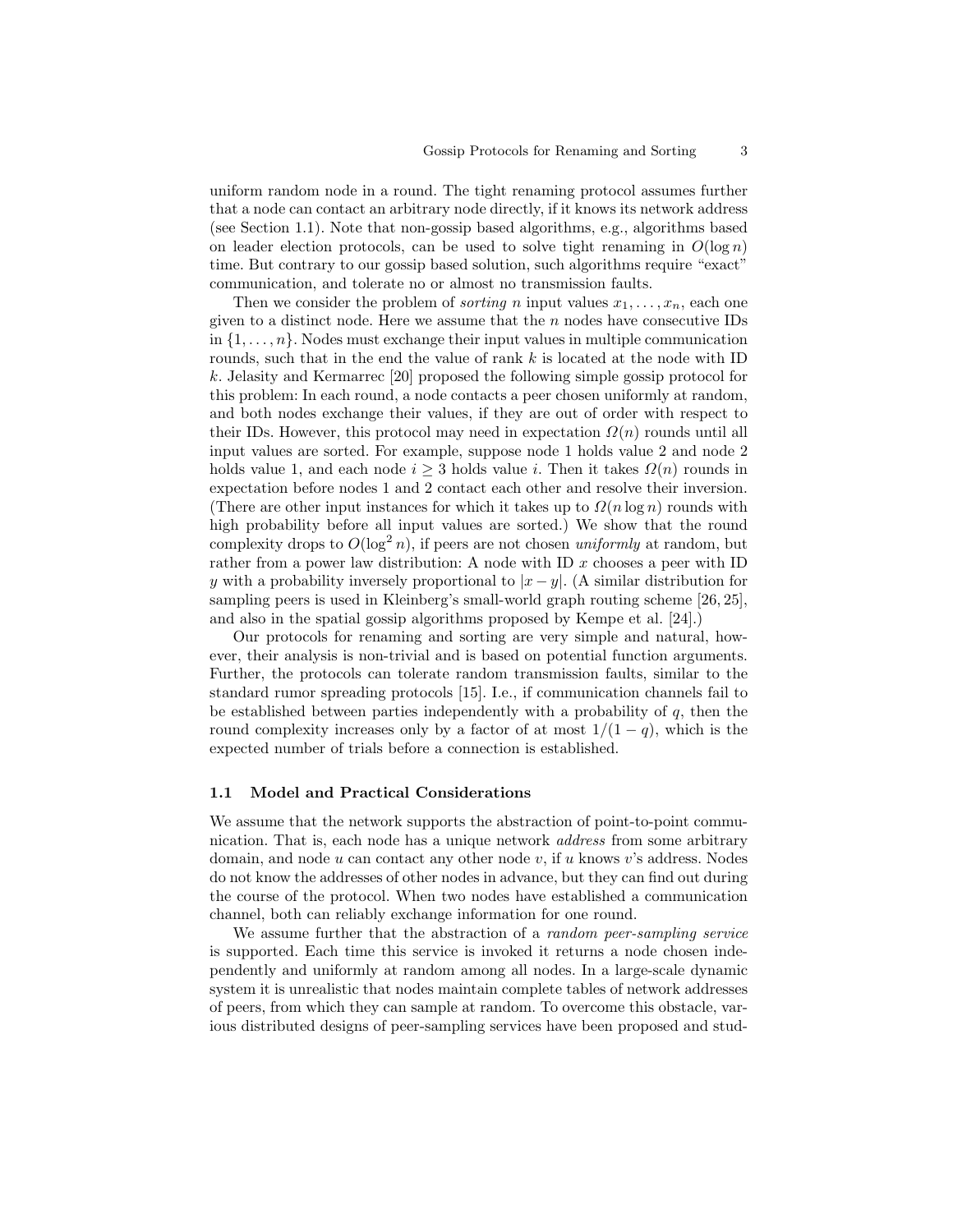uniform random node in a round. The tight renaming protocol assumes further that a node can contact an arbitrary node directly, if it knows its network address (see Section 1.1). Note that non-gossip based algorithms, e.g., algorithms based on leader election protocols, can be used to solve tight renaming in $O(\log n)$ time. But contrary to our gossip based solution, such algorithms require "exact" communication, and tolerate no or almost no transmission faults.

Then we consider the problem of *sorting* $n$ input values $x_1, \ldots, x_n$, each one given to a distinct node. Here we assume that the $n$ nodes have consecutive IDs in $\{1, \ldots, n\}$. Nodes must exchange their input values in multiple communication rounds, such that in the end the value of rank $k$ is located at the node with ID $k$. Jelasity and Kermarrec [20] proposed the following simple gossip protocol for this problem: In each round, a node contacts a peer chosen uniformly at random, and both nodes exchange their values, if they are out of order with respect to their IDs. However, this protocol may need in expectation $\Omega(n)$ rounds until all input values are sorted. For example, suppose node 1 holds value 2 and node 2 holds value 1, and each node $i \geq 3$ holds value $i$. Then it takes $\Omega(n)$ rounds in expectation before nodes 1 and 2 contact each other and resolve their inversion. (There are other input instances for which it takes up to $\Omega(n \log n)$ rounds with high probability before all input values are sorted.) We show that the round complexity drops to $O(\log^2 n)$, if peers are not chosen *uniformly* at random, but rather from a power law distribution: A node with ID $x$ chooses a peer with ID $y$ with a probability inversely proportional to $|x - y|$. (A similar distribution for sampling peers is used in Kleinberg's small-world graph routing scheme [26, 25], and also in the spatial gossip algorithms proposed by Kempe et al. [24].)

Our protocols for renaming and sorting are very simple and natural, however, their analysis is non-trivial and is based on potential function arguments. Further, the protocols can tolerate random transmission faults, similar to the standard rumor spreading protocols [15]. I.e., if communication channels fail to be established between parties independently with a probability of $q$, then the round complexity increases only by a factor of at most $1/(1-q)$, which is the expected number of trials before a connection is established.

### 1.1 Model and Practical Considerations

We assume that the network supports the abstraction of point-to-point communication. That is, each node has a unique network *address* from some arbitrary domain, and node $u$ can contact any other node $v$, if $u$ knows $v$'s address. Nodes do not know the addresses of other nodes in advance, but they can find out during the course of the protocol. When two nodes have established a communication channel, both can reliably exchange information for one round.

We assume further that the abstraction of a *random peer-sampling service* is supported. Each time this service is invoked it returns a node chosen independently and uniformly at random among all nodes. In a large-scale dynamic system it is unrealistic that nodes maintain complete tables of network addresses of peers, from which they can sample at random. To overcome this obstacle, various distributed designs of peer-sampling services have been proposed and stud-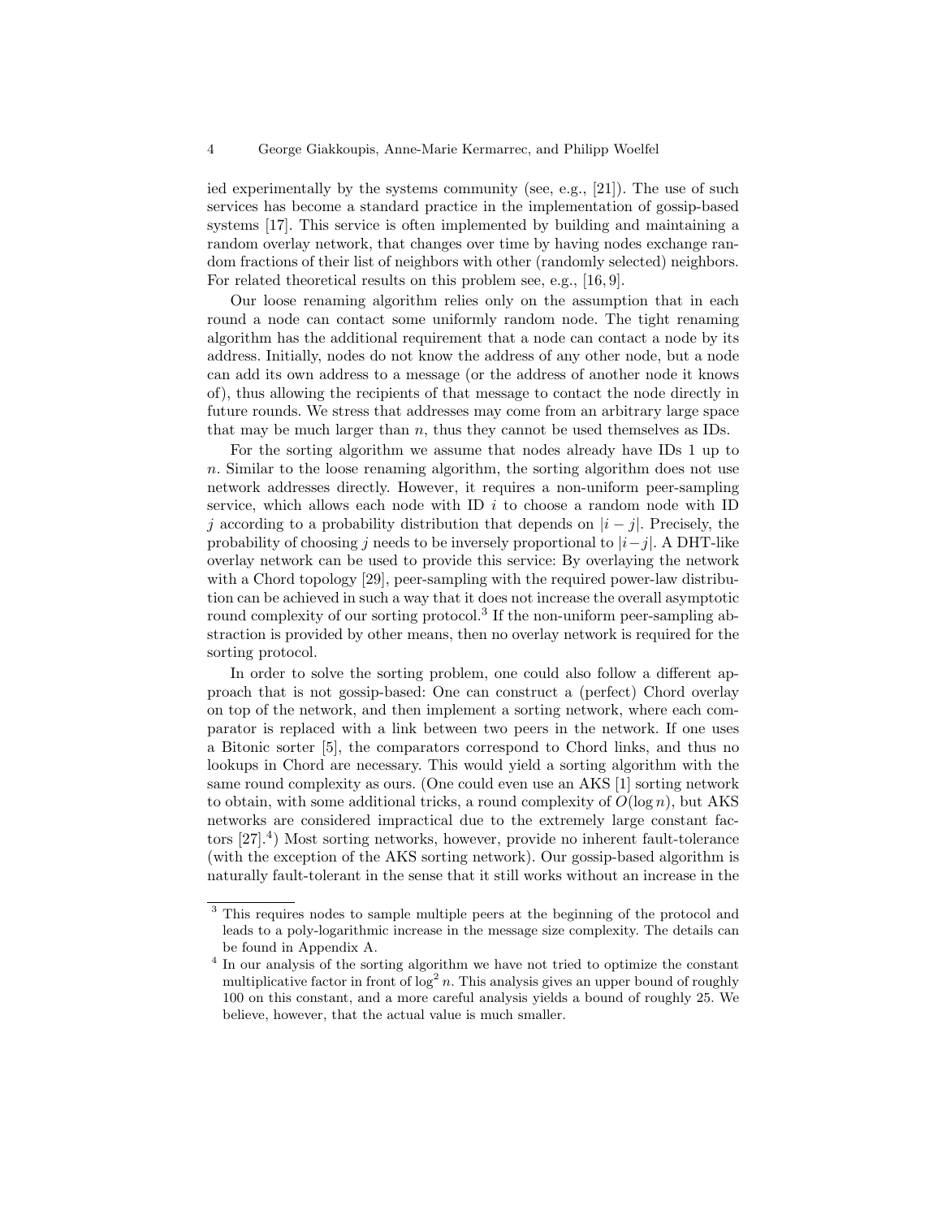ied experimentally by the systems community (see, e.g., [21]). The use of such services has become a standard practice in the implementation of gossip-based systems [17]. This service is often implemented by building and maintaining a random overlay network, that changes over time by having nodes exchange random fractions of their list of neighbors with other (randomly selected) neighbors. For related theoretical results on this problem see, e.g., [16, 9].

Our loose renaming algorithm relies only on the assumption that in each round a node can contact some uniformly random node. The tight renaming algorithm has the additional requirement that a node can contact a node by its address. Initially, nodes do not know the address of any other node, but a node can add its own address to a message (or the address of another node it knows of), thus allowing the recipients of that message to contact the node directly in future rounds. We stress that addresses may come from an arbitrary large space that may be much larger than $n$, thus they cannot be used themselves as IDs.

For the sorting algorithm we assume that nodes already have IDs 1 up to $n$. Similar to the loose renaming algorithm, the sorting algorithm does not use network addresses directly. However, it requires a non-uniform peer-sampling service, which allows each node with ID $i$ to choose a random node with ID $j$ according to a probability distribution that depends on $|i - j|$. Precisely, the probability of choosing $j$ needs to be inversely proportional to $|i-j|$. A DHT-like overlay network can be used to provide this service: By overlaying the network with a Chord topology [29], peer-sampling with the required power-law distribution can be achieved in such a way that it does not increase the overall asymptotic round complexity of our sorting protocol.[3] If the non-uniform peer-sampling abstraction is provided by other means, then no overlay network is required for the sorting protocol.

In order to solve the sorting problem, one could also follow a different approach that is not gossip-based: One can construct a (perfect) Chord overlay on top of the network, and then implement a sorting network, where each comparator is replaced with a link between two peers in the network. If one uses a Bitonic sorter [5], the comparators correspond to Chord links, and thus no lookups in Chord are necessary. This would yield a sorting algorithm with the same round complexity as ours. (One could even use an AKS [1] sorting network to obtain, with some additional tricks, a round complexity of $O(\log n)$, but AKS networks are considered impractical due to the extremely large constant factors [27].[4]) Most sorting networks, however, provide no inherent fault-tolerance (with the exception of the AKS sorting network). Our gossip-based algorithm is naturally fault-tolerant in the sense that it still works without an increase in the

[3] This requires nodes to sample multiple peers at the beginning of the protocol and leads to a poly-logarithmic increase in the message size complexity. The details can be found in Appendix A.

[4] In our analysis of the sorting algorithm we have not tried to optimize the constant multiplicative factor in front of $\log^2 n$. This analysis gives an upper bound of roughly 100 on this constant, and a more careful analysis yields a bound of roughly 25. We believe, however, that the actual value is much smaller.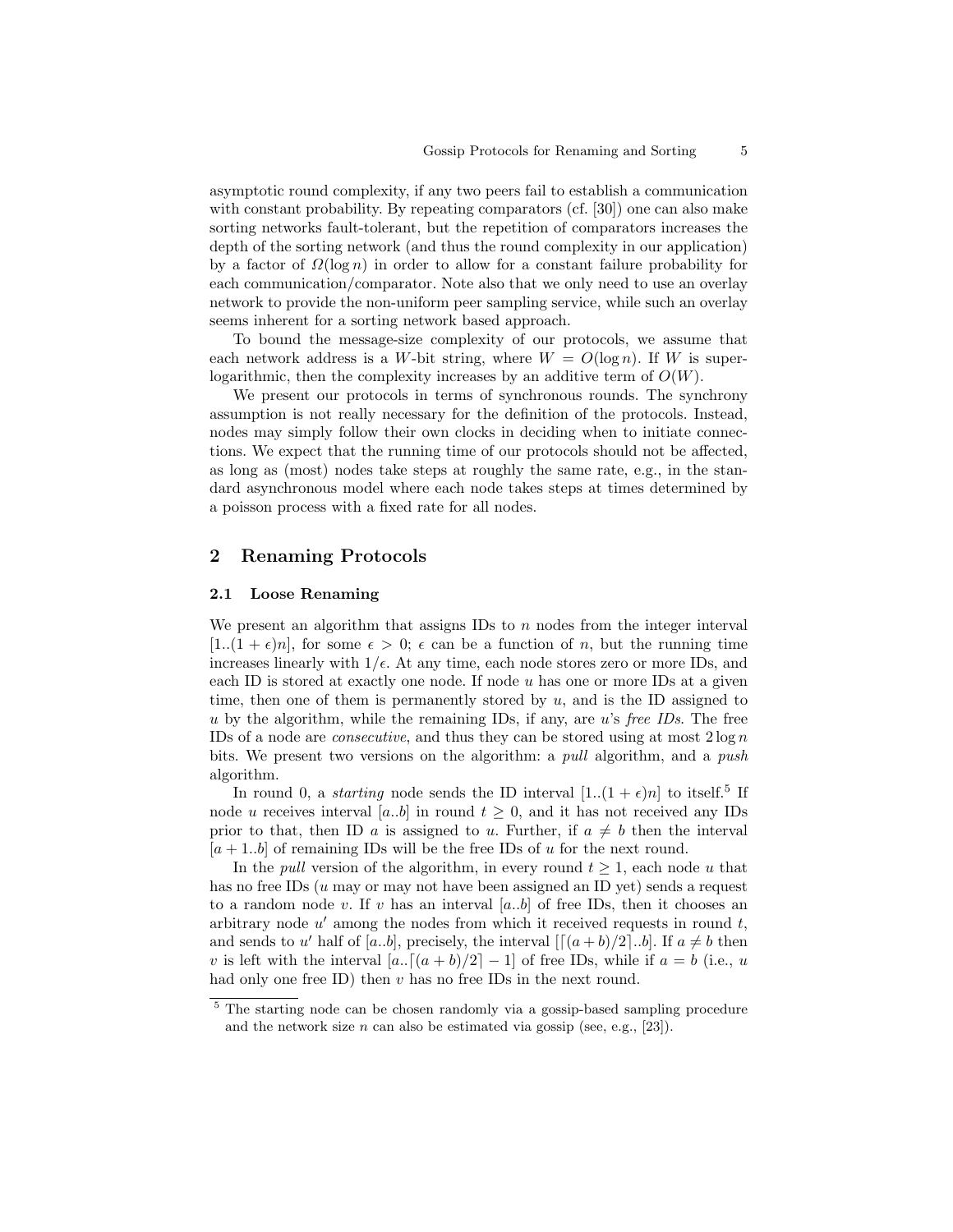asymptotic round complexity, if any two peers fail to establish a communication with constant probability. By repeating comparators (cf. [30]) one can also make sorting networks fault-tolerant, but the repetition of comparators increases the depth of the sorting network (and thus the round complexity in our application) by a factor of $\Omega(\log n)$ in order to allow for a constant failure probability for each communication/comparator. Note also that we only need to use an overlay network to provide the non-uniform peer sampling service, while such an overlay seems inherent for a sorting network based approach.

To bound the message-size complexity of our protocols, we assume that each network address is a $W$-bit string, where $W = O(\log n)$. If $W$ is super-logarithmic, then the complexity increases by an additive term of $O(W)$.

We present our protocols in terms of synchronous rounds. The synchrony assumption is not really necessary for the definition of the protocols. Instead, nodes may simply follow their own clocks in deciding when to initiate connections. We expect that the running time of our protocols should not be affected, as long as (most) nodes take steps at roughly the same rate, e.g., in the standard asynchronous model where each node takes steps at times determined by a poisson process with a fixed rate for all nodes.

## 2 Renaming Protocols

### 2.1 Loose Renaming

We present an algorithm that assigns IDs to $n$ nodes from the integer interval $[1..(1+\epsilon)n]$, for some $\epsilon > 0$; $\epsilon$ can be a function of $n$, but the running time increases linearly with $1/\epsilon$. At any time, each node stores zero or more IDs, and each ID is stored at exactly one node. If node $u$ has one or more IDs at a given time, then one of them is permanently stored by $u$, and is the ID assigned to $u$ by the algorithm, while the remaining IDs, if any, are $u$'s *free IDs*. The free IDs of a node are *consecutive*, and thus they can be stored using at most $2\log n$ bits. We present two versions on the algorithm: a *pull* algorithm, and a *push* algorithm.

In round 0, a *starting* node sends the ID interval $[1..(1+\epsilon)n]$ to itself.[5] If node $u$ receives interval $[a..b]$ in round $t \geq 0$, and it has not received any IDs prior to that, then ID $a$ is assigned to $u$. Further, if $a \neq b$ then the interval $[a+1..b]$ of remaining IDs will be the free IDs of $u$ for the next round.

In the *pull* version of the algorithm, in every round $t \geq 1$, each node $u$ that has no free IDs ($u$ may or may not have been assigned an ID yet) sends a request to a random node $v$. If $v$ has an interval $[a..b]$ of free IDs, then it chooses an arbitrary node $u'$ among the nodes from which it received requests in round $t$, and sends to $u'$ half of $[a..b]$, precisely, the interval $[\lceil (a+b)/2 \rceil..b]$. If $a \neq b$ then $v$ is left with the interval $[a..\lceil (a+b)/2 \rceil - 1]$ of free IDs, while if $a = b$ (i.e., $u$ had only one free ID) then $v$ has no free IDs in the next round.

[5] The starting node can be chosen randomly via a gossip-based sampling procedure and the network size $n$ can also be estimated via gossip (see, e.g., [23]).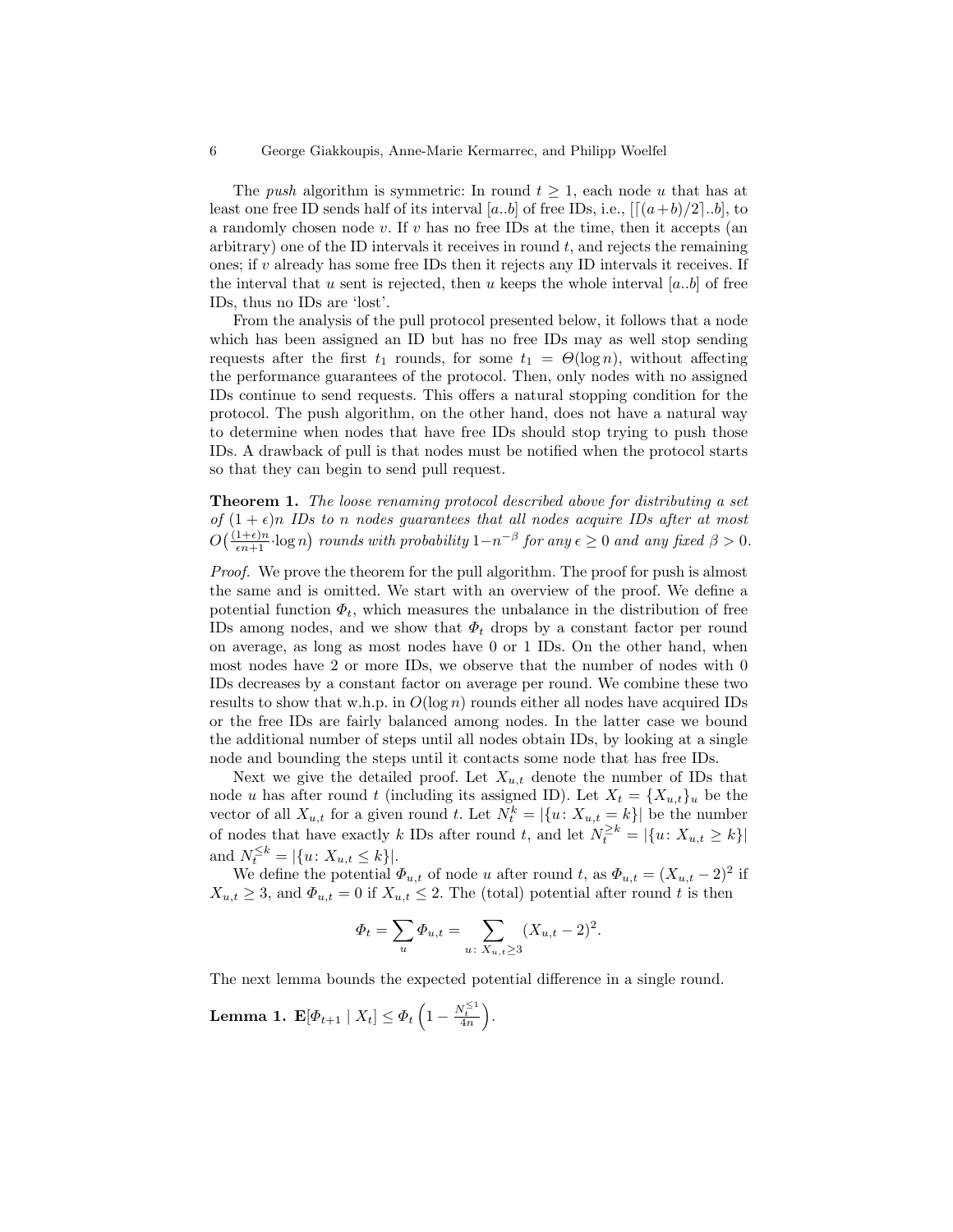The *push* algorithm is symmetric: In round $t \geq 1$, each node $u$ that has at least one free ID sends half of its interval $[a..b]$ of free IDs, i.e., $[\lceil (a+b)/2 \rceil..b]$, to a randomly chosen node $v$. If $v$ has no free IDs at the time, then it accepts (an arbitrary) one of the ID intervals it receives in round $t$, and rejects the remaining ones; if $v$ already has some free IDs then it rejects any ID intervals it receives. If the interval that $u$ sent is rejected, then $u$ keeps the whole interval $[a..b]$ of free IDs, thus no IDs are 'lost'.

From the analysis of the pull protocol presented below, it follows that a node which has been assigned an ID but has no free IDs may as well stop sending requests after the first $t_1$ rounds, for some $t_1 = \Theta(\log n)$, without affecting the performance guarantees of the protocol. Then, only nodes with no assigned IDs continue to send requests. This offers a natural stopping condition for the protocol. The push algorithm, on the other hand, does not have a natural way to determine when nodes that have free IDs should stop trying to push those IDs. A drawback of pull is that nodes must be notified when the protocol starts so that they can begin to send pull request.

**Theorem 1.** *The loose renaming protocol described above for distributing a set of $(1+\epsilon)n$ IDs to $n$ nodes guarantees that all nodes acquire IDs after at most $O\big(\frac{(1+\epsilon)n}{\epsilon n+1} \cdot \log n\big)$ rounds with probability $1 - n^{-\beta}$ for any $\epsilon \geq 0$ and any fixed $\beta > 0$.*

*Proof.* We prove the theorem for the pull algorithm. The proof for push is almost the same and is omitted. We start with an overview of the proof. We define a potential function $\Phi_t$, which measures the unbalance in the distribution of free IDs among nodes, and we show that $\Phi_t$ drops by a constant factor per round on average, as long as most nodes have 0 or 1 IDs. On the other hand, when most nodes have 2 or more IDs, we observe that the number of nodes with 0 IDs decreases by a constant factor on average per round. We combine these two results to show that w.h.p. in $O(\log n)$ rounds either all nodes have acquired IDs or the free IDs are fairly balanced among nodes. In the latter case we bound the additional number of steps until all nodes obtain IDs, by looking at a single node and bounding the steps until it contacts some node that has free IDs.

Next we give the detailed proof. Let $X_{u,t}$ denote the number of IDs that node $u$ has after round $t$ (including its assigned ID). Let $X_t = \{X_{u,t}\}_u$ be the vector of all $X_{u,t}$ for a given round $t$. Let $N_t^k = |\{u \colon X_{u,t} = k\}|$ be the number of nodes that have exactly $k$ IDs after round $t$, and let $N_t^{\geq k} = |\{u \colon X_{u,t} \geq k\}|$ and $N_t^{\leq k} = |\{u \colon X_{u,t} \leq k\}|$.

We define the potential $\Phi_{u,t}$ of node $u$ after round $t$, as $\Phi_{u,t} = (X_{u,t} - 2)^2$ if $X_{u,t} \geq 3$, and $\Phi_{u,t} = 0$ if $X_{u,t} \leq 2$. The (total) potential after round $t$ is then

$$\Phi_t = \sum_u \Phi_{u,t} = \sum_{u \colon X_{u,t} \geq 3} (X_{u,t} - 2)^2.$$

The next lemma bounds the expected potential difference in a single round.

**Lemma 1.** $\mathbf{E}[\Phi_{t+1} \mid X_t] \leq \Phi_t \left(1 - \frac{N_t^{\leq 1}}{4n}\right)$.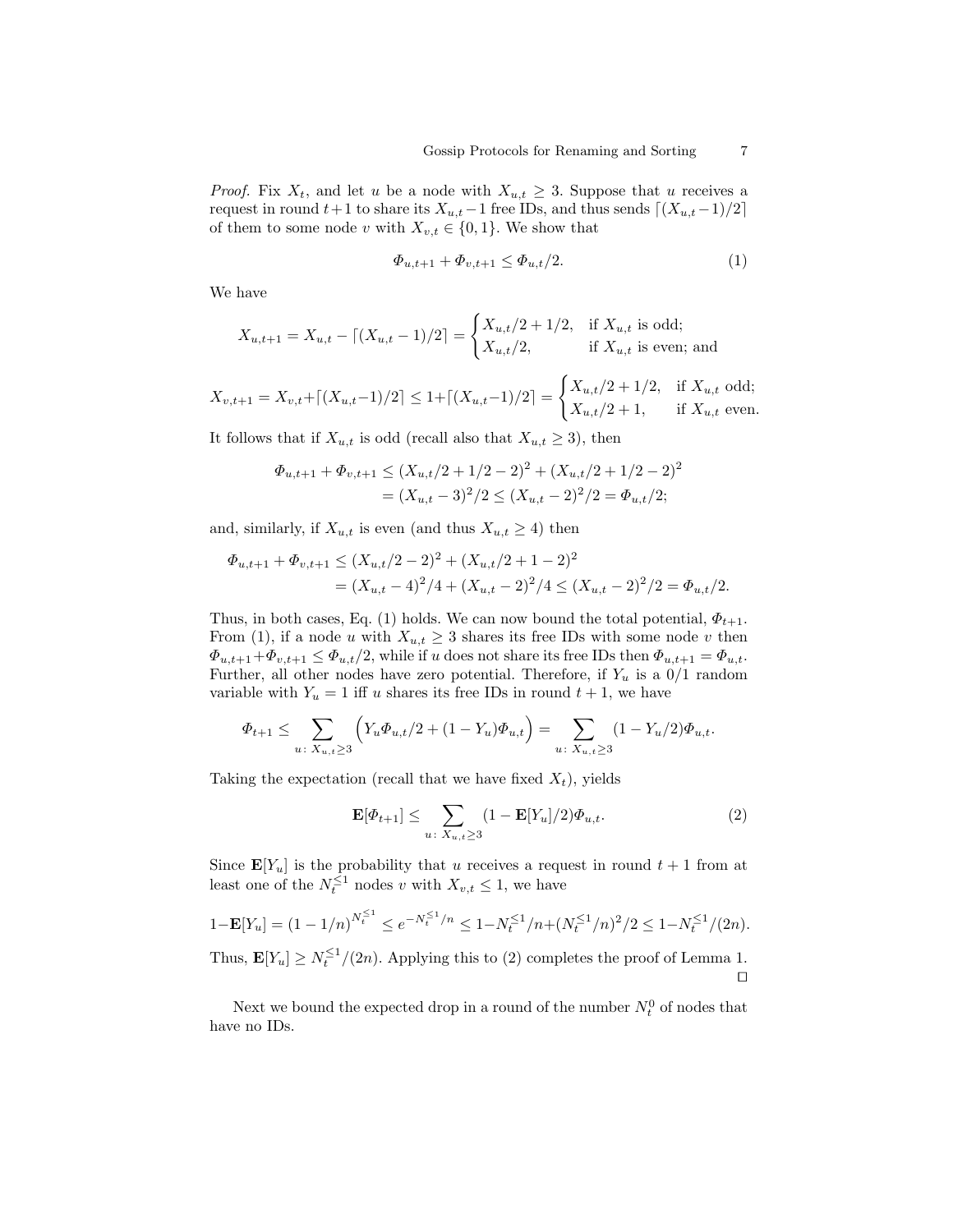*Proof.* Fix $X_t$, and let $u$ be a node with $X_{u,t} \geq 3$. Suppose that $u$ receives a request in round $t+1$ to share its $X_{u,t}-1$ free IDs, and thus sends $\lceil (X_{u,t}-1)/2 \rceil$ of them to some node $v$ with $X_{v,t} \in \{0,1\}$. We show that

$$\Phi_{u,t+1} + \Phi_{v,t+1} \leq \Phi_{u,t}/2. \tag{1}$$

We have

$$X_{u,t+1} = X_{u,t} - \lceil (X_{u,t}-1)/2 \rceil = \begin{cases} X_{u,t}/2 + 1/2, & \text{if } X_{u,t} \text{ is odd;} \\ X_{u,t}/2, & \text{if } X_{u,t} \text{ is even; and} \end{cases}$$

$$X_{v,t+1} = X_{v,t} + \lceil (X_{u,t}-1)/2 \rceil \leq 1 + \lceil (X_{u,t}-1)/2 \rceil = \begin{cases} X_{u,t}/2 + 1/2, & \text{if } X_{u,t} \text{ odd;} \\ X_{u,t}/2 + 1, & \text{if } X_{u,t} \text{ even.} \end{cases}$$

It follows that if $X_{u,t}$ is odd (recall also that $X_{u,t} \geq 3$), then

$$\begin{aligned} \Phi_{u,t+1} + \Phi_{v,t+1} &\leq (X_{u,t}/2 + 1/2 - 2)^2 + (X_{u,t}/2 + 1/2 - 2)^2 \\ &= (X_{u,t}-3)^2/2 \leq (X_{u,t}-2)^2/2 = \Phi_{u,t}/2; \end{aligned}$$

and, similarly, if $X_{u,t}$ is even (and thus $X_{u,t} \geq 4$) then

$$\begin{aligned} \Phi_{u,t+1} + \Phi_{v,t+1} &\leq (X_{u,t}/2 - 2)^2 + (X_{u,t}/2 + 1 - 2)^2 \\ &= (X_{u,t}-4)^2/4 + (X_{u,t}-2)^2/4 \leq (X_{u,t}-2)^2/2 = \Phi_{u,t}/2. \end{aligned}$$

Thus, in both cases, Eq. (1) holds. We can now bound the total potential, $\Phi_{t+1}$. From (1), if a node $u$ with $X_{u,t} \geq 3$ shares its free IDs with some node $v$ then $\Phi_{u,t+1} + \Phi_{v,t+1} \leq \Phi_{u,t}/2$, while if $u$ does not share its free IDs then $\Phi_{u,t+1} = \Phi_{u,t}$. Further, all other nodes have zero potential. Therefore, if $Y_u$ is a 0/1 random variable with $Y_u = 1$ iff $u$ shares its free IDs in round $t+1$, we have

$$\Phi_{t+1} \leq \sum_{u:\, X_{u,t} \geq 3} \Big( Y_u \Phi_{u,t}/2 + (1-Y_u)\Phi_{u,t} \Big) = \sum_{u:\, X_{u,t} \geq 3} (1 - Y_u/2)\Phi_{u,t}.$$

Taking the expectation (recall that we have fixed $X_t$), yields

$$\mathbf{E}[\Phi_{t+1}] \leq \sum_{u:\, X_{u,t} \geq 3} (1 - \mathbf{E}[Y_u]/2)\Phi_{u,t}. \tag{2}$$

Since $\mathbf{E}[Y_u]$ is the probability that $u$ receives a request in round $t+1$ from at least one of the $N_t^{\leq 1}$ nodes $v$ with $X_{v,t} \leq 1$, we have

$$1 - \mathbf{E}[Y_u] = (1 - 1/n)^{N_t^{\leq 1}} \leq e^{-N_t^{\leq 1}/n} \leq 1 - N_t^{\leq 1}/n + (N_t^{\leq 1}/n)^2/2 \leq 1 - N_t^{\leq 1}/(2n).$$

Thus, $\mathbf{E}[Y_u] \geq N_t^{\leq 1}/(2n)$. Applying this to (2) completes the proof of Lemma 1. $\square$

Next we bound the expected drop in a round of the number $N_t^0$ of nodes that have no IDs.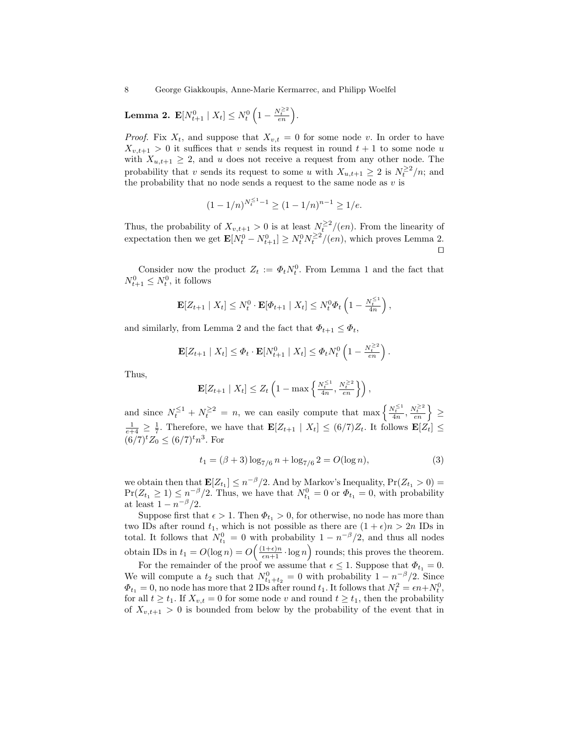**Lemma 2.** $\mathbf{E}[N_{t+1}^0 \mid X_t] \le N_t^0 \left(1 - \frac{N_t^{\ge 2}}{en}\right)$.

*Proof.* Fix $X_t$, and suppose that $X_{v,t} = 0$ for some node $v$. In order to have $X_{v,t+1} > 0$ it suffices that $v$ sends its request in round $t+1$ to some node $u$ with $X_{u,t+1} \ge 2$, and $u$ does not receive a request from any other node. The probability that $v$ sends its request to some $u$ with $X_{u,t+1} \ge 2$ is $N_t^{\ge 2}/n$; and the probability that no node sends a request to the same node as $v$ is

$$(1 - 1/n)^{N_t^{\le 1} - 1} \ge (1 - 1/n)^{n-1} \ge 1/e.$$

Thus, the probability of $X_{v,t+1} > 0$ is at least $N_t^{\ge 2}/(en)$. From the linearity of expectation then we get $\mathbf{E}[N_t^0 - N_{t+1}^0] \ge N_t^0 N_t^{\ge 2}/(en)$, which proves Lemma 2. ◻

Consider now the product $Z_t := \Phi_t N_t^0$. From Lemma 1 and the fact that $N_{t+1}^0 \le N_t^0$, it follows

$$\mathbf{E}[Z_{t+1} \mid X_t] \le N_t^0 \cdot \mathbf{E}[\Phi_{t+1} \mid X_t] \le N_t^0 \Phi_t \left(1 - \frac{N_t^{\le 1}}{4n}\right),$$

and similarly, from Lemma 2 and the fact that $\Phi_{t+1} \le \Phi_t$,

$$\mathbf{E}[Z_{t+1} \mid X_t] \le \Phi_t \cdot \mathbf{E}[N_{t+1}^0 \mid X_t] \le \Phi_t N_t^0 \left(1 - \frac{N_t^{\ge 2}}{en}\right).$$

Thus,

$$\mathbf{E}[Z_{t+1} \mid X_t] \le Z_t \left(1 - \max\left\{\frac{N_t^{\le 1}}{4n}, \frac{N_t^{\ge 2}}{en}\right\}\right),$$

and since $N_t^{\le 1} + N_t^{\ge 2} = n$, we can easily compute that $\max\left\{\frac{N_t^{\le 1}}{4n}, \frac{N_t^{\ge 2}}{en}\right\} \ge \frac{1}{e+4} \ge \frac{1}{7}$. Therefore, we have that $\mathbf{E}[Z_{t+1} \mid X_t] \le (6/7) Z_t$. It follows $\mathbf{E}[Z_t] \le (6/7)^t Z_0 \le (6/7)^t n^3$. For

$$t_1 = (\beta + 3) \log_{7/6} n + \log_{7/6} 2 = O(\log n), \tag{3}$$

we obtain then that $\mathbf{E}[Z_{t_1}] \le n^{-\beta}/2$. And by Markov's Inequality, $\Pr(Z_{t_1} > 0) = \Pr(Z_{t_1} \ge 1) \le n^{-\beta}/2$. Thus, we have that $N_{t_1}^0 = 0$ or $\Phi_{t_1} = 0$, with probability at least $1 - n^{-\beta}/2$.

Suppose first that $\epsilon > 1$. Then $\Phi_{t_1} > 0$, for otherwise, no node has more than two IDs after round $t_1$, which is not possible as there are $(1+\epsilon)n > 2n$ IDs in total. It follows that $N_{t_1}^0 = 0$ with probability $1 - n^{-\beta}/2$, and thus all nodes obtain IDs in $t_1 = O(\log n) = O\left(\frac{(1+\epsilon)n}{\epsilon n + 1} \cdot \log n\right)$ rounds; this proves the theorem.

For the remainder of the proof we assume that $\epsilon \le 1$. Suppose that $\Phi_{t_1} = 0$. We will compute a $t_2$ such that $N_{t_1+t_2}^0 = 0$ with probability $1 - n^{-\beta}/2$. Since $\Phi_{t_1} = 0$, no node has more that 2 IDs after round $t_1$. It follows that $N_t^2 = \epsilon n + N_t^0$, for all $t \ge t_1$. If $X_{v,t} = 0$ for some node $v$ and round $t \ge t_1$, then the probability of $X_{v,t+1} > 0$ is bounded from below by the probability of the event that in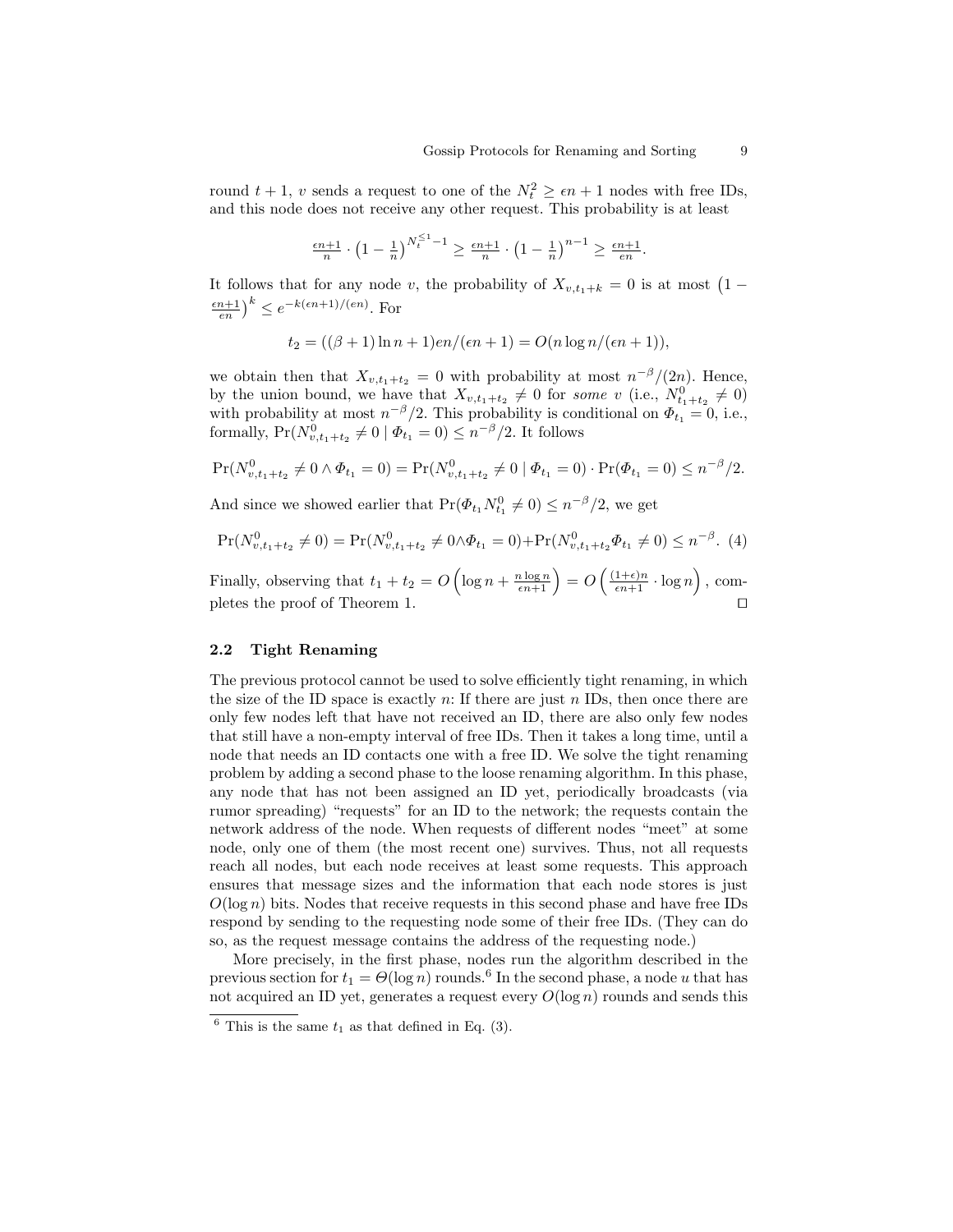round $t+1$, $v$ sends a request to one of the $N_t^2 \geq \epsilon n + 1$ nodes with free IDs, and this node does not receive any other request. This probability is at least

$$\tfrac{\epsilon n+1}{n} \cdot \left(1 - \tfrac{1}{n}\right)^{N_t^{\leq 1}-1} \geq \tfrac{\epsilon n+1}{n} \cdot \left(1 - \tfrac{1}{n}\right)^{n-1} \geq \tfrac{\epsilon n+1}{en}.$$

It follows that for any node $v$, the probability of $X_{v,t_1+k} = 0$ is at most $\left(1 - \frac{\epsilon n+1}{en}\right)^k \leq e^{-k(\epsilon n+1)/(en)}$. For

$$t_2 = ((\beta+1)\ln n + 1)en/(\epsilon n+1) = O(n \log n/(\epsilon n+1)),$$

we obtain then that $X_{v,t_1+t_2} = 0$ with probability at most $n^{-\beta}/(2n)$. Hence, by the union bound, we have that $X_{v,t_1+t_2} \neq 0$ for *some* $v$ (i.e., $N^0_{t_1+t_2} \neq 0$) with probability at most $n^{-\beta}/2$. This probability is conditional on $\Phi_{t_1} = 0$, i.e., formally, $\Pr(N^0_{v,t_1+t_2} \neq 0 \mid \Phi_{t_1} = 0) \leq n^{-\beta}/2$. It follows

$$\Pr(N^0_{v,t_1+t_2} \neq 0 \wedge \Phi_{t_1} = 0) = \Pr(N^0_{v,t_1+t_2} \neq 0 \mid \Phi_{t_1} = 0) \cdot \Pr(\Phi_{t_1} = 0) \leq n^{-\beta}/2.$$

And since we showed earlier that $\Pr(\Phi_{t_1} N^0_{t_1} \neq 0) \leq n^{-\beta}/2$, we get

$$\Pr(N^0_{v,t_1+t_2} \neq 0) = \Pr(N^0_{v,t_1+t_2} \neq 0 \wedge \Phi_{t_1} = 0) + \Pr(N^0_{v,t_1+t_2} \Phi_{t_1} \neq 0) \leq n^{-\beta}. \quad (4)$$

Finally, observing that $t_1 + t_2 = O\left(\log n + \frac{n \log n}{\epsilon n+1}\right) = O\left(\frac{(1+\epsilon)n}{\epsilon n+1} \cdot \log n\right)$, completes the proof of Theorem 1. $\square$

### 2.2 Tight Renaming

The previous protocol cannot be used to solve efficiently tight renaming, in which the size of the ID space is exactly $n$: If there are just $n$ IDs, then once there are only few nodes left that have not received an ID, there are also only few nodes that still have a non-empty interval of free IDs. Then it takes a long time, until a node that needs an ID contacts one with a free ID. We solve the tight renaming problem by adding a second phase to the loose renaming algorithm. In this phase, any node that has not been assigned an ID yet, periodically broadcasts (via rumor spreading) "requests" for an ID to the network; the requests contain the network address of the node. When requests of different nodes "meet" at some node, only one of them (the most recent one) survives. Thus, not all requests reach all nodes, but each node receives at least some requests. This approach ensures that message sizes and the information that each node stores is just $O(\log n)$ bits. Nodes that receive requests in this second phase and have free IDs respond by sending to the requesting node some of their free IDs. (They can do so, as the request message contains the address of the requesting node.)

More precisely, in the first phase, nodes run the algorithm described in the previous section for $t_1 = \Theta(\log n)$ rounds.[6] In the second phase, a node $u$ that has not acquired an ID yet, generates a request every $O(\log n)$ rounds and sends this

[6] This is the same $t_1$ as that defined in Eq. (3).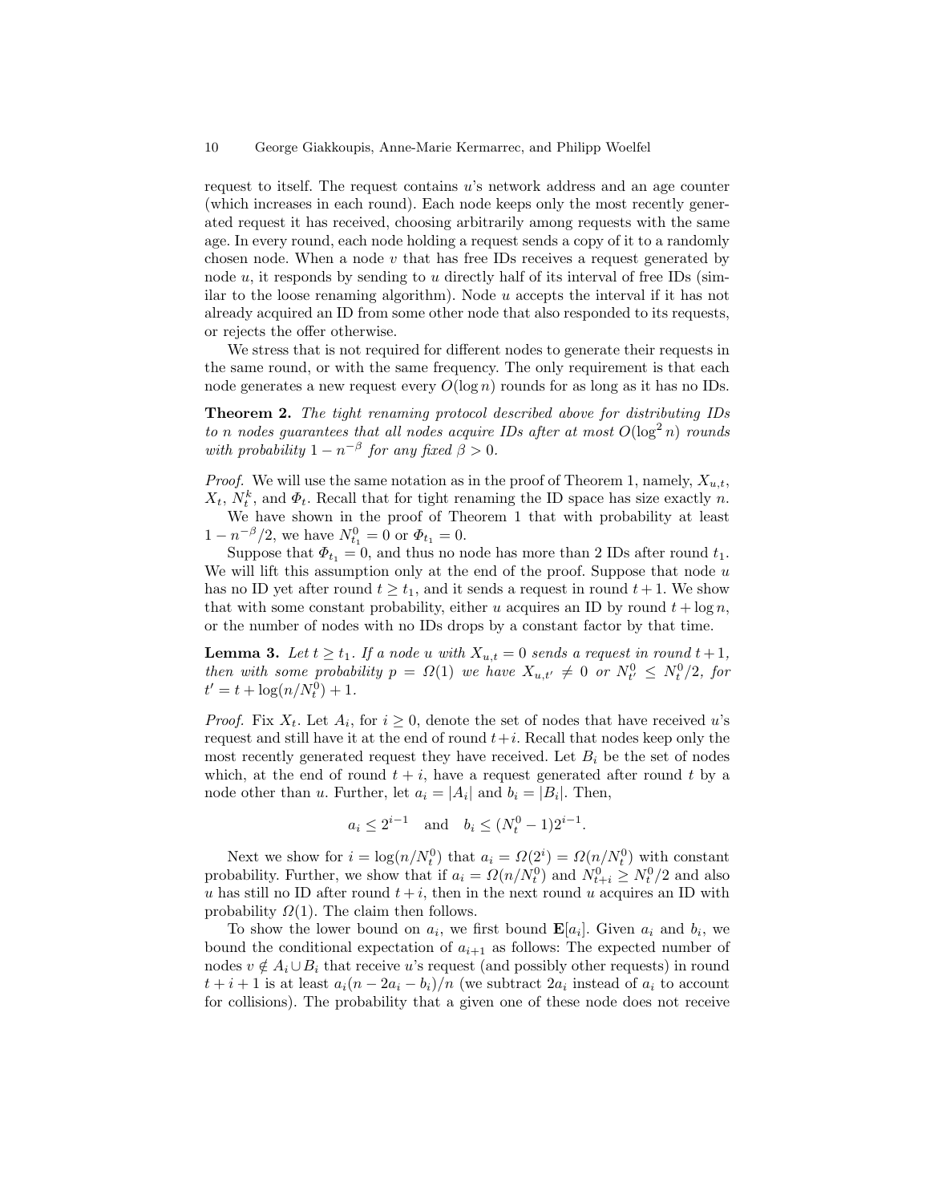request to itself. The request contains $u$'s network address and an age counter (which increases in each round). Each node keeps only the most recently generated request it has received, choosing arbitrarily among requests with the same age. In every round, each node holding a request sends a copy of it to a randomly chosen node. When a node $v$ that has free IDs receives a request generated by node $u$, it responds by sending to $u$ directly half of its interval of free IDs (similar to the loose renaming algorithm). Node $u$ accepts the interval if it has not already acquired an ID from some other node that also responded to its requests, or rejects the offer otherwise.

We stress that is not required for different nodes to generate their requests in the same round, or with the same frequency. The only requirement is that each node generates a new request every $O(\log n)$ rounds for as long as it has no IDs.

**Theorem 2.** *The tight renaming protocol described above for distributing IDs to $n$ nodes guarantees that all nodes acquire IDs after at most $O(\log^2 n)$ rounds with probability $1 - n^{-\beta}$ for any fixed $\beta > 0$.*

*Proof.* We will use the same notation as in the proof of Theorem 1, namely, $X_{u,t}$, $X_t$, $N_t^k$, and $\Phi_t$. Recall that for tight renaming the ID space has size exactly $n$.

We have shown in the proof of Theorem 1 that with probability at least $1 - n^{-\beta}/2$, we have $N_{t_1}^0 = 0$ or $\Phi_{t_1} = 0$.

Suppose that $\Phi_{t_1} = 0$, and thus no node has more than 2 IDs after round $t_1$. We will lift this assumption only at the end of the proof. Suppose that node $u$ has no ID yet after round $t \geq t_1$, and it sends a request in round $t+1$. We show that with some constant probability, either $u$ acquires an ID by round $t + \log n$, or the number of nodes with no IDs drops by a constant factor by that time.

**Lemma 3.** *Let $t \geq t_1$. If a node $u$ with $X_{u,t} = 0$ sends a request in round $t+1$, then with some probability $p = \Omega(1)$ we have $X_{u,t'} \neq 0$ or $N_{t'}^0 \leq N_t^0/2$, for $t' = t + \log(n/N_t^0) + 1$.*

*Proof.* Fix $X_t$. Let $A_i$, for $i \geq 0$, denote the set of nodes that have received $u$'s request and still have it at the end of round $t+i$. Recall that nodes keep only the most recently generated request they have received. Let $B_i$ be the set of nodes which, at the end of round $t+i$, have a request generated after round $t$ by a node other than $u$. Further, let $a_i = |A_i|$ and $b_i = |B_i|$. Then,

$$a_i \leq 2^{i-1} \quad \text{and} \quad b_i \leq (N_t^0 - 1)2^{i-1}.$$

Next we show for $i = \log(n/N_t^0)$ that $a_i = \Omega(2^i) = \Omega(n/N_t^0)$ with constant probability. Further, we show that if $a_i = \Omega(n/N_t^0)$ and $N_{t+i}^0 \geq N_t^0/2$ and also $u$ has still no ID after round $t+i$, then in the next round $u$ acquires an ID with probability $\Omega(1)$. The claim then follows.

To show the lower bound on $a_i$, we first bound $\mathbf{E}[a_i]$. Given $a_i$ and $b_i$, we bound the conditional expectation of $a_{i+1}$ as follows: The expected number of nodes $v \notin A_i \cup B_i$ that receive $u$'s request (and possibly other requests) in round $t+i+1$ is at least $a_i(n - 2a_i - b_i)/n$ (we subtract $2a_i$ instead of $a_i$ to account for collisions). The probability that a given one of these node does not receive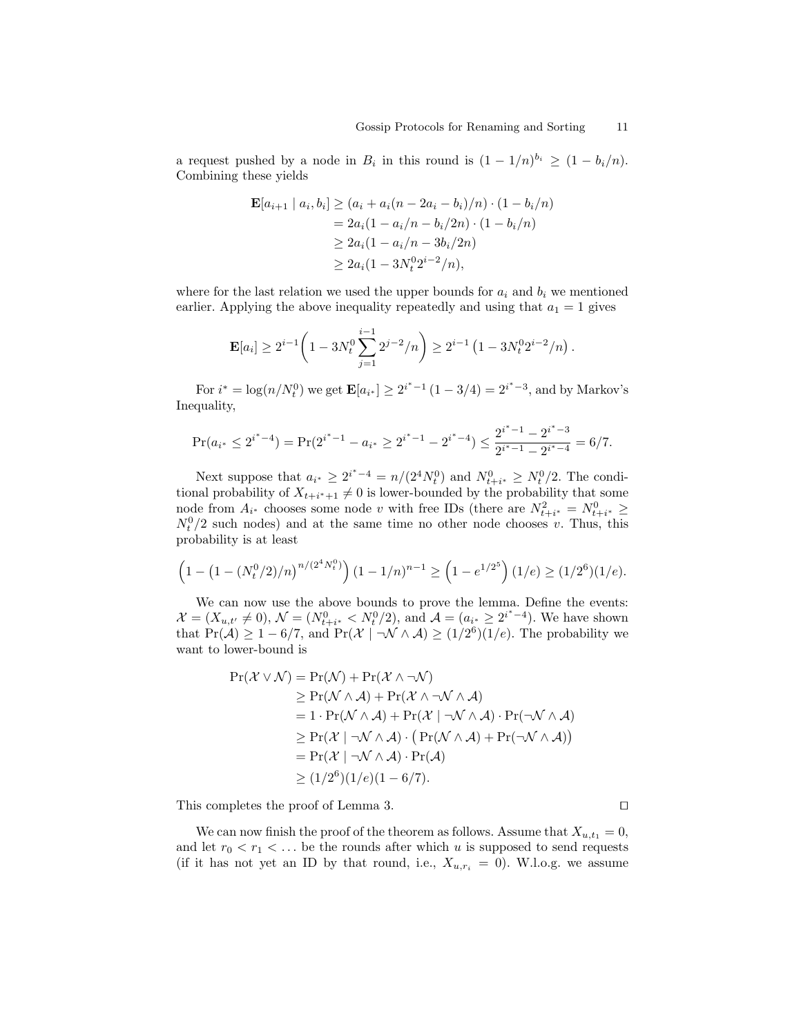a request pushed by a node in $B_i$ in this round is $(1 - 1/n)^{b_i} \geq (1 - b_i/n)$. Combining these yields

$$
\begin{aligned}
\mathbf{E}[a_{i+1} \mid a_i, b_i] &\geq (a_i + a_i(n - 2a_i - b_i)/n) \cdot (1 - b_i/n) \\
&= 2a_i(1 - a_i/n - b_i/2n) \cdot (1 - b_i/n) \\
&\geq 2a_i(1 - a_i/n - 3b_i/2n) \\
&\geq 2a_i(1 - 3N_t^0 2^{i-2}/n),
\end{aligned}
$$

where for the last relation we used the upper bounds for $a_i$ and $b_i$ we mentioned earlier. Applying the above inequality repeatedly and using that $a_1 = 1$ gives

$$
\mathbf{E}[a_i] \geq 2^{i-1}\left(1 - 3N_t^0 \sum_{j=1}^{i-1} 2^{j-2}/n\right) \geq 2^{i-1}\left(1 - 3N_t^0 2^{i-2}/n\right).
$$

For $i^* = \log(n/N_t^0)$ we get $\mathbf{E}[a_{i^*}] \geq 2^{i^*-1}(1 - 3/4) = 2^{i^*-3}$, and by Markov's Inequality,

$$
\Pr(a_{i^*} \leq 2^{i^*-4}) = \Pr(2^{i^*-1} - a_{i^*} \geq 2^{i^*-1} - 2^{i^*-4}) \leq \frac{2^{i^*-1} - 2^{i^*-3}}{2^{i^*-1} - 2^{i^*-4}} = 6/7.
$$

Next suppose that $a_{i^*} \geq 2^{i^*-4} = n/(2^4 N_t^0)$ and $N_{t+i^*}^0 \geq N_t^0/2$. The conditional probability of $X_{t+i^*+1} \neq 0$ is lower-bounded by the probability that some node from $A_{i^*}$ chooses some node $v$ with free IDs (there are $N_{t+i^*}^2 = N_{t+i^*}^0 \geq N_t^0/2$ such nodes) and at the same time no other node chooses $v$. Thus, this probability is at least

$$
\left(1 - \left(1 - (N_t^0/2)/n\right)^{n/(2^4 N_t^0)}\right)(1 - 1/n)^{n-1} \geq \left(1 - e^{1/2^5}\right)(1/e) \geq (1/2^6)(1/e).
$$

We can now use the above bounds to prove the lemma. Define the events: $\mathcal{X} = (X_{u,t'} \neq 0)$, $\mathcal{N} = (N_{t+i^*}^0 < N_t^0/2)$, and $\mathcal{A} = (a_{i^*} \geq 2^{i^*-4})$. We have shown that $\Pr(\mathcal{A}) \geq 1 - 6/7$, and $\Pr(\mathcal{X} \mid \neg\mathcal{N} \wedge \mathcal{A}) \geq (1/2^6)(1/e)$. The probability we want to lower-bound is

$$
\begin{aligned}
\Pr(\mathcal{X} \vee \mathcal{N}) &= \Pr(\mathcal{N}) + \Pr(\mathcal{X} \wedge \neg\mathcal{N}) \\
&\geq \Pr(\mathcal{N} \wedge \mathcal{A}) + \Pr(\mathcal{X} \wedge \neg\mathcal{N} \wedge \mathcal{A}) \\
&= 1 \cdot \Pr(\mathcal{N} \wedge \mathcal{A}) + \Pr(\mathcal{X} \mid \neg\mathcal{N} \wedge \mathcal{A}) \cdot \Pr(\neg\mathcal{N} \wedge \mathcal{A}) \\
&\geq \Pr(\mathcal{X} \mid \neg\mathcal{N} \wedge \mathcal{A}) \cdot \left(\Pr(\mathcal{N} \wedge \mathcal{A}) + \Pr(\neg\mathcal{N} \wedge \mathcal{A})\right) \\
&= \Pr(\mathcal{X} \mid \neg\mathcal{N} \wedge \mathcal{A}) \cdot \Pr(\mathcal{A}) \\
&\geq (1/2^6)(1/e)(1 - 6/7).
\end{aligned}
$$

This completes the proof of Lemma 3. $\square$

We can now finish the proof of the theorem as follows. Assume that $X_{u,t_1} = 0$, and let $r_0 < r_1 < \ldots$ be the rounds after which $u$ is supposed to send requests (if it has not yet an ID by that round, i.e., $X_{u,r_i} = 0$). W.l.o.g. we assume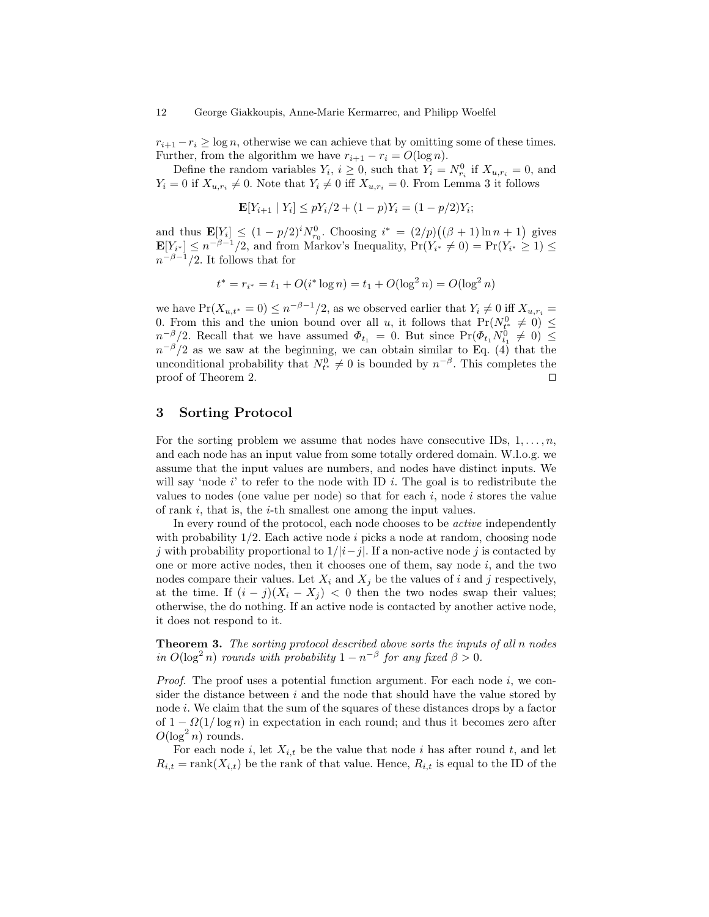$r_{i+1} - r_i \geq \log n$, otherwise we can achieve that by omitting some of these times. Further, from the algorithm we have $r_{i+1} - r_i = O(\log n)$.

Define the random variables $Y_i$, $i \geq 0$, such that $Y_i = N^0_{r_i}$ if $X_{u,r_i} = 0$, and $Y_i = 0$ if $X_{u,r_i} \neq 0$. Note that $Y_i \neq 0$ iff $X_{u,r_i} = 0$. From Lemma 3 it follows

$$\mathbf{E}[Y_{i+1} \mid Y_i] \leq pY_i/2 + (1-p)Y_i = (1-p/2)Y_i;$$

and thus $\mathbf{E}[Y_i] \leq (1-p/2)^i N^0_{r_0}$. Choosing $i^* = (2/p)\big((\beta+1)\ln n + 1\big)$ gives $\mathbf{E}[Y_{i^*}] \leq n^{-\beta-1}/2$, and from Markov's Inequality, $\Pr(Y_{i^*} \neq 0) = \Pr(Y_{i^*} \geq 1) \leq n^{-\beta-1}/2$. It follows that for

$$t^* = r_{i^*} = t_1 + O(i^* \log n) = t_1 + O(\log^2 n) = O(\log^2 n)$$

we have $\Pr(X_{u,t^*} = 0) \leq n^{-\beta-1}/2$, as we observed earlier that $Y_i \neq 0$ iff $X_{u,r_i} = 0$. From this and the union bound over all $u$, it follows that $\Pr(N^0_{t^*} \neq 0) \leq n^{-\beta}/2$. Recall that we have assumed $\Phi_{t_1} = 0$. But since $\Pr(\Phi_{t_1} N^0_{t_1} \neq 0) \leq n^{-\beta}/2$ as we saw at the beginning, we can obtain similar to Eq. (4) that the unconditional probability that $N^0_{t^*} \neq 0$ is bounded by $n^{-\beta}$. This completes the proof of Theorem 2. ◻

## 3 Sorting Protocol

For the sorting problem we assume that nodes have consecutive IDs, $1, \ldots, n$, and each node has an input value from some totally ordered domain. W.l.o.g. we assume that the input values are numbers, and nodes have distinct inputs. We will say 'node $i$' to refer to the node with ID $i$. The goal is to redistribute the values to nodes (one value per node) so that for each $i$, node $i$ stores the value of rank $i$, that is, the $i$-th smallest one among the input values.

In every round of the protocol, each node chooses to be *active* independently with probability 1/2. Each active node $i$ picks a node at random, choosing node $j$ with probability proportional to $1/|i-j|$. If a non-active node $j$ is contacted by one or more active nodes, then it chooses one of them, say node $i$, and the two nodes compare their values. Let $X_i$ and $X_j$ be the values of $i$ and $j$ respectively, at the time. If $(i-j)(X_i - X_j) < 0$ then the two nodes swap their values; otherwise, the do nothing. If an active node is contacted by another active node, it does not respond to it.

**Theorem 3.** *The sorting protocol described above sorts the inputs of all $n$ nodes in $O(\log^2 n)$ rounds with probability $1 - n^{-\beta}$ for any fixed $\beta > 0$.*

*Proof.* The proof uses a potential function argument. For each node $i$, we consider the distance between $i$ and the node that should have the value stored by node $i$. We claim that the sum of the squares of these distances drops by a factor of $1 - \Omega(1/\log n)$ in expectation in each round; and thus it becomes zero after $O(\log^2 n)$ rounds.

For each node $i$, let $X_{i,t}$ be the value that node $i$ has after round $t$, and let $R_{i,t} = \text{rank}(X_{i,t})$ be the rank of that value. Hence, $R_{i,t}$ is equal to the ID of the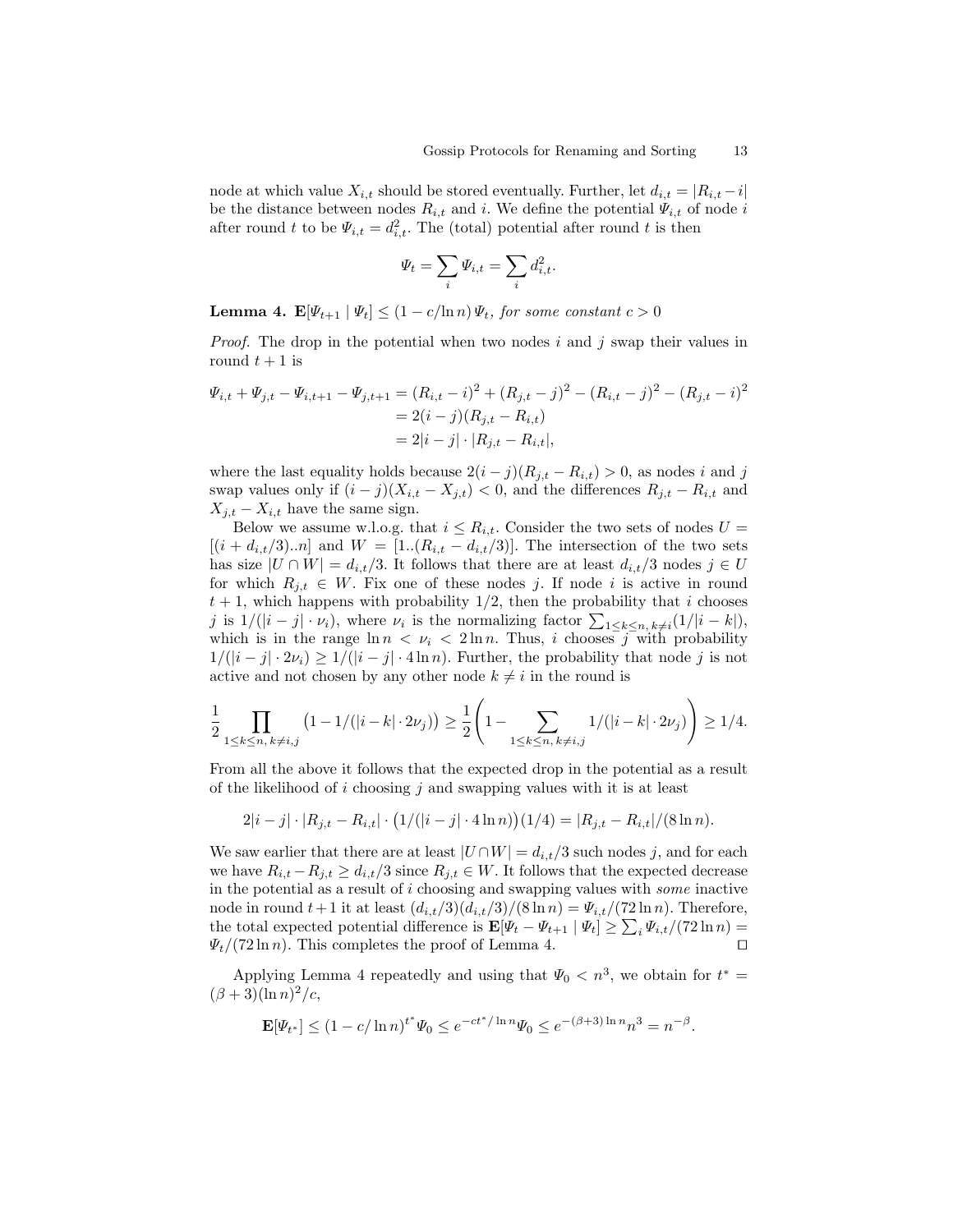node at which value $X_{i,t}$ should be stored eventually. Further, let $d_{i,t} = |R_{i,t} - i|$ be the distance between nodes $R_{i,t}$ and $i$. We define the potential $\Psi_{i,t}$ of node $i$ after round $t$ to be $\Psi_{i,t} = d_{i,t}^2$. The (total) potential after round $t$ is then

$$\Psi_t = \sum_i \Psi_{i,t} = \sum_i d_{i,t}^2.$$

**Lemma 4.** $\mathbf{E}[\Psi_{t+1} \mid \Psi_t] \leq (1 - c/\ln n)\, \Psi_t$, *for some constant* $c > 0$

*Proof.* The drop in the potential when two nodes $i$ and $j$ swap their values in round $t+1$ is

$$\begin{aligned}
\Psi_{i,t} + \Psi_{j,t} - \Psi_{i,t+1} - \Psi_{j,t+1} &= (R_{i,t} - i)^2 + (R_{j,t} - j)^2 - (R_{i,t} - j)^2 - (R_{j,t} - i)^2 \\
&= 2(i - j)(R_{j,t} - R_{i,t}) \\
&= 2|i - j| \cdot |R_{j,t} - R_{i,t}|,
\end{aligned}$$

where the last equality holds because $2(i-j)(R_{j,t} - R_{i,t}) > 0$, as nodes $i$ and $j$ swap values only if $(i - j)(X_{i,t} - X_{j,t}) < 0$, and the differences $R_{j,t} - R_{i,t}$ and $X_{j,t} - X_{i,t}$ have the same sign.

Below we assume w.l.o.g. that $i \leq R_{i,t}$. Consider the two sets of nodes $U = [(i + d_{i,t}/3)..n]$ and $W = [1..(R_{i,t} - d_{i,t}/3)]$. The intersection of the two sets has size $|U \cap W| = d_{i,t}/3$. It follows that there are at least $d_{i,t}/3$ nodes $j \in U$ for which $R_{j,t} \in W$. Fix one of these nodes $j$. If node $i$ is active in round $t+1$, which happens with probability $1/2$, then the probability that $i$ chooses $j$ is $1/(|i-j| \cdot \nu_i)$, where $\nu_i$ is the normalizing factor $\sum_{1 \leq k \leq n,\, k \neq i} (1/|i-k|)$, which is in the range $\ln n < \nu_i < 2 \ln n$. Thus, $i$ chooses $j$ with probability $1/(|i-j| \cdot 2\nu_i) \geq 1/(|i-j| \cdot 4 \ln n)$. Further, the probability that node $j$ is not active and not chosen by any other node $k \neq i$ in the round is

$$\frac{1}{2} \prod_{1 \leq k \leq n,\, k \neq i,j} \big(1 - 1/(|i-k| \cdot 2\nu_j)\big) \geq \frac{1}{2}\left(1 - \sum_{1 \leq k \leq n,\, k \neq i,j} 1/(|i-k| \cdot 2\nu_j)\right) \geq 1/4.$$

From all the above it follows that the expected drop in the potential as a result of the likelihood of $i$ choosing $j$ and swapping values with it is at least

$$2|i-j| \cdot |R_{j,t} - R_{i,t}| \cdot \big(1/(|i-j| \cdot 4 \ln n)\big)(1/4) = |R_{j,t} - R_{i,t}|/(8 \ln n).$$

We saw earlier that there are at least $|U \cap W| = d_{i,t}/3$ such nodes $j$, and for each we have $R_{i,t} - R_{j,t} \geq d_{i,t}/3$ since $R_{j,t} \in W$. It follows that the expected decrease in the potential as a result of $i$ choosing and swapping values with *some* inactive node in round $t+1$ it at least $(d_{i,t}/3)(d_{i,t}/3)/(8 \ln n) = \Psi_{i,t}/(72 \ln n)$. Therefore, the total expected potential difference is $\mathbf{E}[\Psi_t - \Psi_{t+1} \mid \Psi_t] \geq \sum_i \Psi_{i,t}/(72 \ln n) = \Psi_t/(72 \ln n)$. This completes the proof of Lemma 4. $\square$

Applying Lemma 4 repeatedly and using that $\Psi_0 < n^3$, we obtain for $t^* = (\beta + 3)(\ln n)^2/c$,

$$\mathbf{E}[\Psi_{t^*}] \leq (1 - c/\ln n)^{t^*} \Psi_0 \leq e^{-ct^*/\ln n} \Psi_0 \leq e^{-(\beta+3)\ln n} n^3 = n^{-\beta}.$$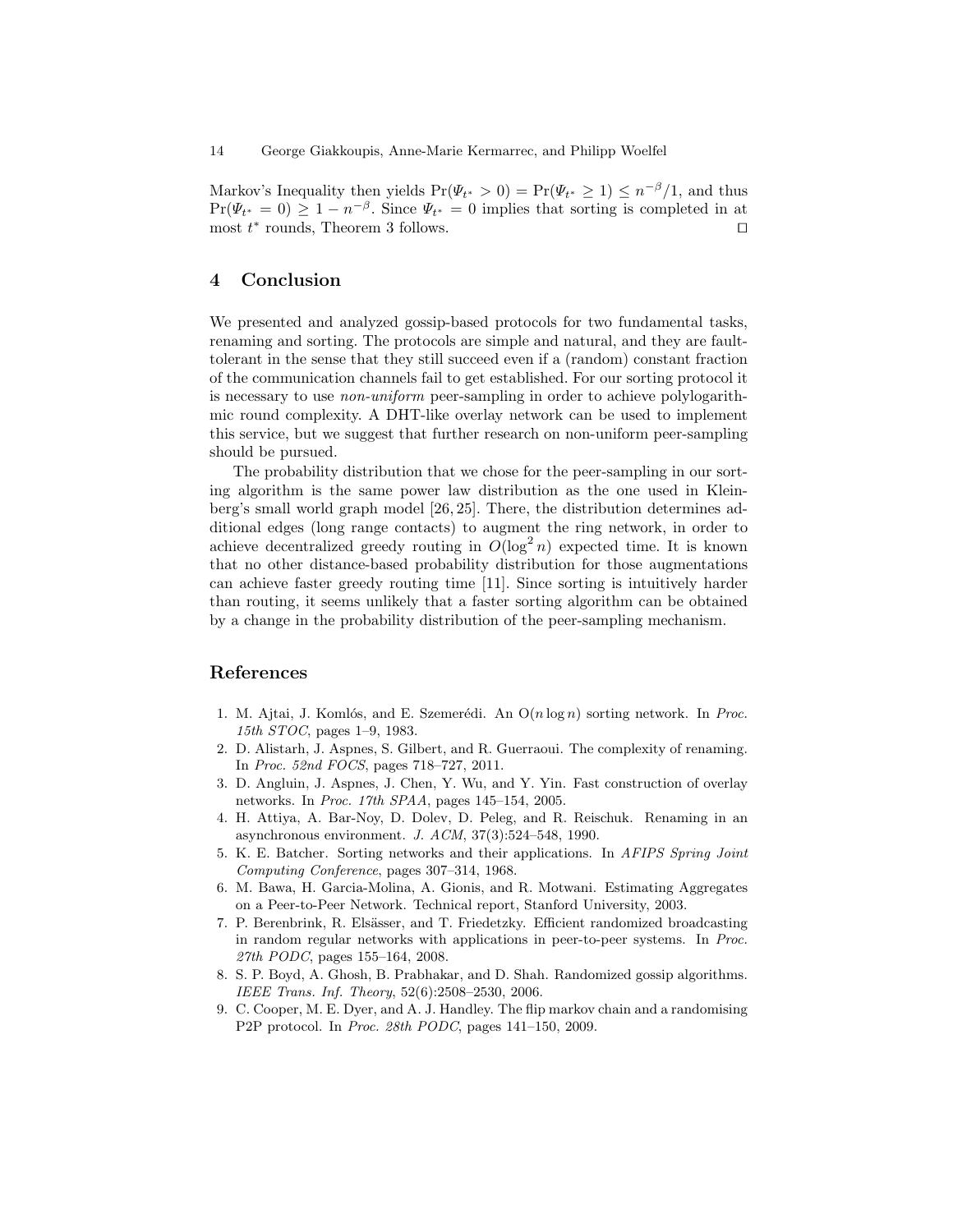Markov's Inequality then yields $\Pr(\Psi_{t^*} > 0) = \Pr(\Psi_{t^*} \geq 1) \leq n^{-\beta}/1$, and thus $\Pr(\Psi_{t^*} = 0) \geq 1 - n^{-\beta}$. Since $\Psi_{t^*} = 0$ implies that sorting is completed in at most $t^*$ rounds, Theorem 3 follows. ☐

## 4 Conclusion

We presented and analyzed gossip-based protocols for two fundamental tasks, renaming and sorting. The protocols are simple and natural, and they are fault-tolerant in the sense that they still succeed even if a (random) constant fraction of the communication channels fail to get established. For our sorting protocol it is necessary to use *non-uniform* peer-sampling in order to achieve polylogarithmic round complexity. A DHT-like overlay network can be used to implement this service, but we suggest that further research on non-uniform peer-sampling should be pursued.

The probability distribution that we chose for the peer-sampling in our sorting algorithm is the same power law distribution as the one used in Kleinberg's small world graph model [26, 25]. There, the distribution determines additional edges (long range contacts) to augment the ring network, in order to achieve decentralized greedy routing in $O(\log^2 n)$ expected time. It is known that no other distance-based probability distribution for those augmentations can achieve faster greedy routing time [11]. Since sorting is intuitively harder than routing, it seems unlikely that a faster sorting algorithm can be obtained by a change in the probability distribution of the peer-sampling mechanism.

## References

1. M. Ajtai, J. Komlós, and E. Szemerédi. An O($n \log n$) sorting network. In *Proc. 15th STOC*, pages 1–9, 1983.
2. D. Alistarh, J. Aspnes, S. Gilbert, and R. Guerraoui. The complexity of renaming. In *Proc. 52nd FOCS*, pages 718–727, 2011.
3. D. Angluin, J. Aspnes, J. Chen, Y. Wu, and Y. Yin. Fast construction of overlay networks. In *Proc. 17th SPAA*, pages 145–154, 2005.
4. H. Attiya, A. Bar-Noy, D. Dolev, D. Peleg, and R. Reischuk. Renaming in an asynchronous environment. *J. ACM*, 37(3):524–548, 1990.
5. K. E. Batcher. Sorting networks and their applications. In *AFIPS Spring Joint Computing Conference*, pages 307–314, 1968.
6. M. Bawa, H. Garcia-Molina, A. Gionis, and R. Motwani. Estimating Aggregates on a Peer-to-Peer Network. Technical report, Stanford University, 2003.
7. P. Berenbrink, R. Elsässer, and T. Friedetzky. Efficient randomized broadcasting in random regular networks with applications in peer-to-peer systems. In *Proc. 27th PODC*, pages 155–164, 2008.
8. S. P. Boyd, A. Ghosh, B. Prabhakar, and D. Shah. Randomized gossip algorithms. *IEEE Trans. Inf. Theory*, 52(6):2508–2530, 2006.
9. C. Cooper, M. E. Dyer, and A. J. Handley. The flip markov chain and a randomising P2P protocol. In *Proc. 28th PODC*, pages 141–150, 2009.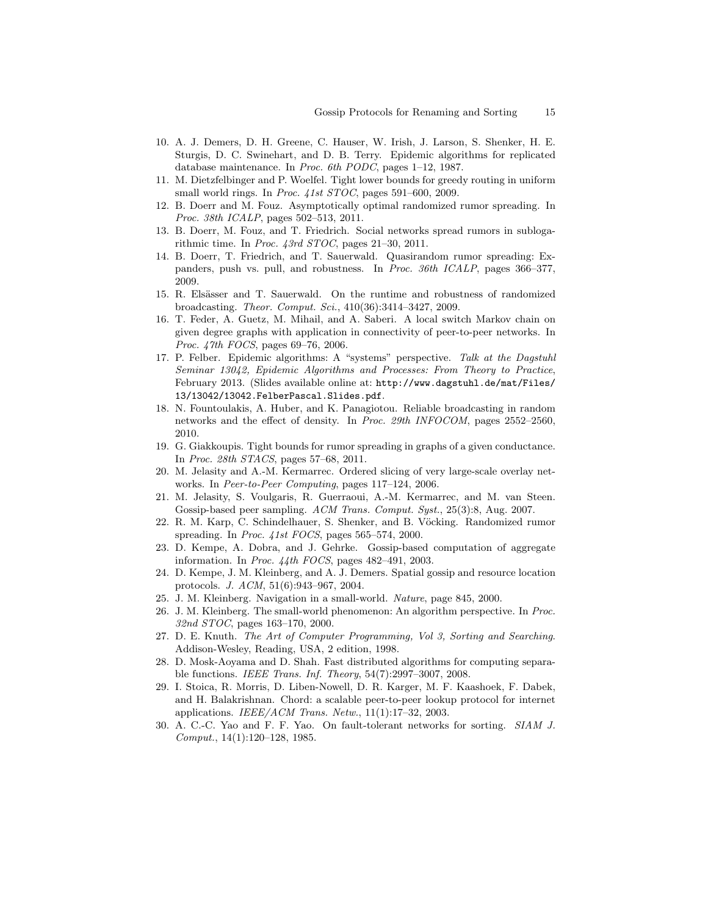10. A. J. Demers, D. H. Greene, C. Hauser, W. Irish, J. Larson, S. Shenker, H. E. Sturgis, D. C. Swinehart, and D. B. Terry. Epidemic algorithms for replicated database maintenance. In *Proc. 6th PODC*, pages 1–12, 1987.
11. M. Dietzfelbinger and P. Woelfel. Tight lower bounds for greedy routing in uniform small world rings. In *Proc. 41st STOC*, pages 591–600, 2009.
12. B. Doerr and M. Fouz. Asymptotically optimal randomized rumor spreading. In *Proc. 38th ICALP*, pages 502–513, 2011.
13. B. Doerr, M. Fouz, and T. Friedrich. Social networks spread rumors in sublogarithmic time. In *Proc. 43rd STOC*, pages 21–30, 2011.
14. B. Doerr, T. Friedrich, and T. Sauerwald. Quasirandom rumor spreading: Expanders, push vs. pull, and robustness. In *Proc. 36th ICALP*, pages 366–377, 2009.
15. R. Elsässer and T. Sauerwald. On the runtime and robustness of randomized broadcasting. *Theor. Comput. Sci.*, 410(36):3414–3427, 2009.
16. T. Feder, A. Guetz, M. Mihail, and A. Saberi. A local switch Markov chain on given degree graphs with application in connectivity of peer-to-peer networks. In *Proc. 47th FOCS*, pages 69–76, 2006.
17. P. Felber. Epidemic algorithms: A "systems" perspective. *Talk at the Dagstuhl Seminar 13042, Epidemic Algorithms and Processes: From Theory to Practice*, February 2013. (Slides available online at: `http://www.dagstuhl.de/mat/Files/13/13042/13042.FelberPascal.Slides.pdf`.
18. N. Fountoulakis, A. Huber, and K. Panagiotou. Reliable broadcasting in random networks and the effect of density. In *Proc. 29th INFOCOM*, pages 2552–2560, 2010.
19. G. Giakkoupis. Tight bounds for rumor spreading in graphs of a given conductance. In *Proc. 28th STACS*, pages 57–68, 2011.
20. M. Jelasity and A.-M. Kermarrec. Ordered slicing of very large-scale overlay networks. In *Peer-to-Peer Computing*, pages 117–124, 2006.
21. M. Jelasity, S. Voulgaris, R. Guerraoui, A.-M. Kermarrec, and M. van Steen. Gossip-based peer sampling. *ACM Trans. Comput. Syst.*, 25(3):8, Aug. 2007.
22. R. M. Karp, C. Schindelhauer, S. Shenker, and B. Vöcking. Randomized rumor spreading. In *Proc. 41st FOCS*, pages 565–574, 2000.
23. D. Kempe, A. Dobra, and J. Gehrke. Gossip-based computation of aggregate information. In *Proc. 44th FOCS*, pages 482–491, 2003.
24. D. Kempe, J. M. Kleinberg, and A. J. Demers. Spatial gossip and resource location protocols. *J. ACM*, 51(6):943–967, 2004.
25. J. M. Kleinberg. Navigation in a small-world. *Nature*, page 845, 2000.
26. J. M. Kleinberg. The small-world phenomenon: An algorithm perspective. In *Proc. 32nd STOC*, pages 163–170, 2000.
27. D. E. Knuth. *The Art of Computer Programming, Vol 3, Sorting and Searching*. Addison-Wesley, Reading, USA, 2 edition, 1998.
28. D. Mosk-Aoyama and D. Shah. Fast distributed algorithms for computing separable functions. *IEEE Trans. Inf. Theory*, 54(7):2997–3007, 2008.
29. I. Stoica, R. Morris, D. Liben-Nowell, D. R. Karger, M. F. Kaashoek, F. Dabek, and H. Balakrishnan. Chord: a scalable peer-to-peer lookup protocol for internet applications. *IEEE/ACM Trans. Netw.*, 11(1):17–32, 2003.
30. A. C.-C. Yao and F. F. Yao. On fault-tolerant networks for sorting. *SIAM J. Comput.*, 14(1):120–128, 1985.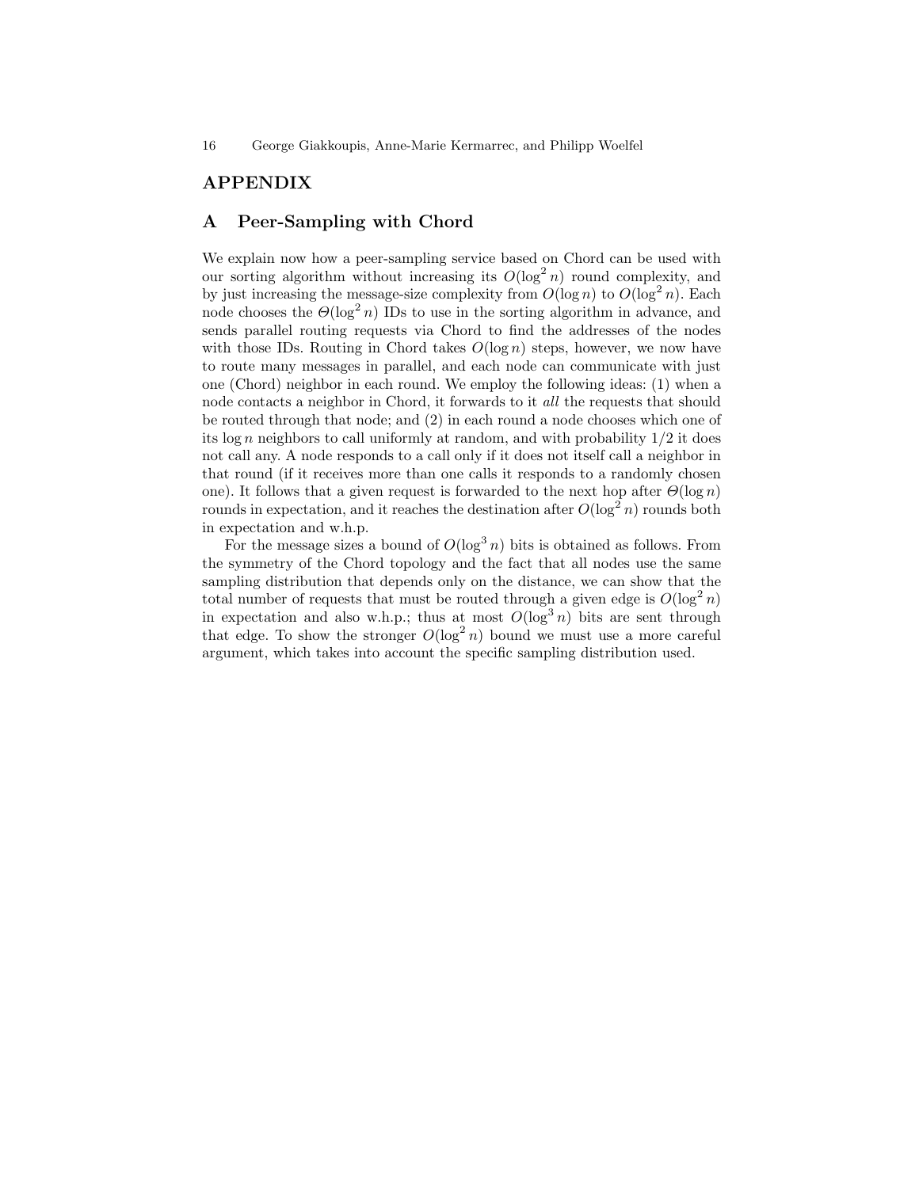# APPENDIX

## A Peer-Sampling with Chord

We explain now how a peer-sampling service based on Chord can be used with our sorting algorithm without increasing its $O(\log^2 n)$ round complexity, and by just increasing the message-size complexity from $O(\log n)$ to $O(\log^2 n)$. Each node chooses the $\Theta(\log^2 n)$ IDs to use in the sorting algorithm in advance, and sends parallel routing requests via Chord to find the addresses of the nodes with those IDs. Routing in Chord takes $O(\log n)$ steps, however, we now have to route many messages in parallel, and each node can communicate with just one (Chord) neighbor in each round. We employ the following ideas: (1) when a node contacts a neighbor in Chord, it forwards to it *all* the requests that should be routed through that node; and (2) in each round a node chooses which one of its $\log n$ neighbors to call uniformly at random, and with probability $1/2$ it does not call any. A node responds to a call only if it does not itself call a neighbor in that round (if it receives more than one calls it responds to a randomly chosen one). It follows that a given request is forwarded to the next hop after $\Theta(\log n)$ rounds in expectation, and it reaches the destination after $O(\log^2 n)$ rounds both in expectation and w.h.p.

For the message sizes a bound of $O(\log^3 n)$ bits is obtained as follows. From the symmetry of the Chord topology and the fact that all nodes use the same sampling distribution that depends only on the distance, we can show that the total number of requests that must be routed through a given edge is $O(\log^2 n)$ in expectation and also w.h.p.; thus at most $O(\log^3 n)$ bits are sent through that edge. To show the stronger $O(\log^2 n)$ bound we must use a more careful argument, which takes into account the specific sampling distribution used.